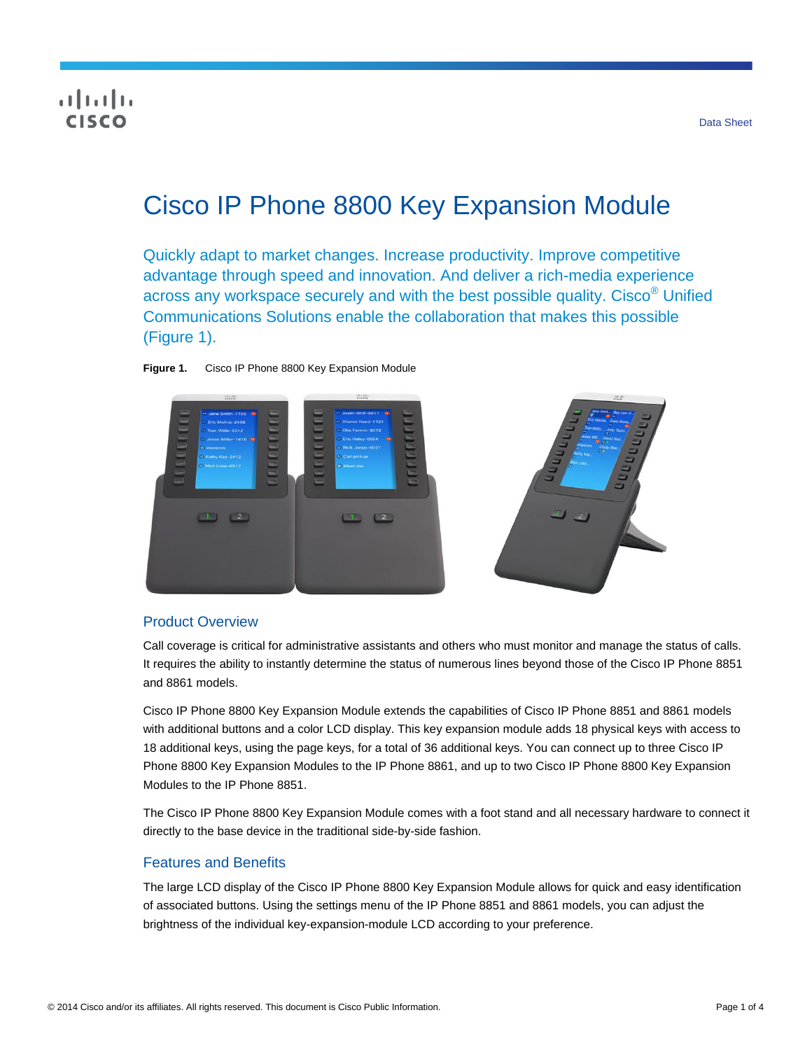Data Sheet

# Cisco IP Phone 8800 Key Expansion Module

Quickly adapt to market changes. Increase productivity. Improve competitive advantage through speed and innovation. And deliver a rich-media experience across any workspace securely and with the best possible quality. Cisco® Unified Communications Solutions enable the collaboration that makes this possible (Figure 1).

**Figure 1.** Cisco IP Phone 8800 Key Expansion Module

## Product Overview

Call coverage is critical for administrative assistants and others who must monitor and manage the status of calls. It requires the ability to instantly determine the status of numerous lines beyond those of the Cisco IP Phone 8851 and 8861 models.

Cisco IP Phone 8800 Key Expansion Module extends the capabilities of Cisco IP Phone 8851 and 8861 models with additional buttons and a color LCD display. This key expansion module adds 18 physical keys with access to 18 additional keys, using the page keys, for a total of 36 additional keys. You can connect up to three Cisco IP Phone 8800 Key Expansion Modules to the IP Phone 8861, and up to two Cisco IP Phone 8800 Key Expansion Modules to the IP Phone 8851.

The Cisco IP Phone 8800 Key Expansion Module comes with a foot stand and all necessary hardware to connect it directly to the base device in the traditional side-by-side fashion.

## Features and Benefits

The large LCD display of the Cisco IP Phone 8800 Key Expansion Module allows for quick and easy identification of associated buttons. Using the settings menu of the IP Phone 8851 and 8861 models, you can adjust the brightness of the individual key-expansion-module LCD according to your preference.

© 2014 Cisco and/or its affiliates. All rights reserved. This document is Cisco Public Information.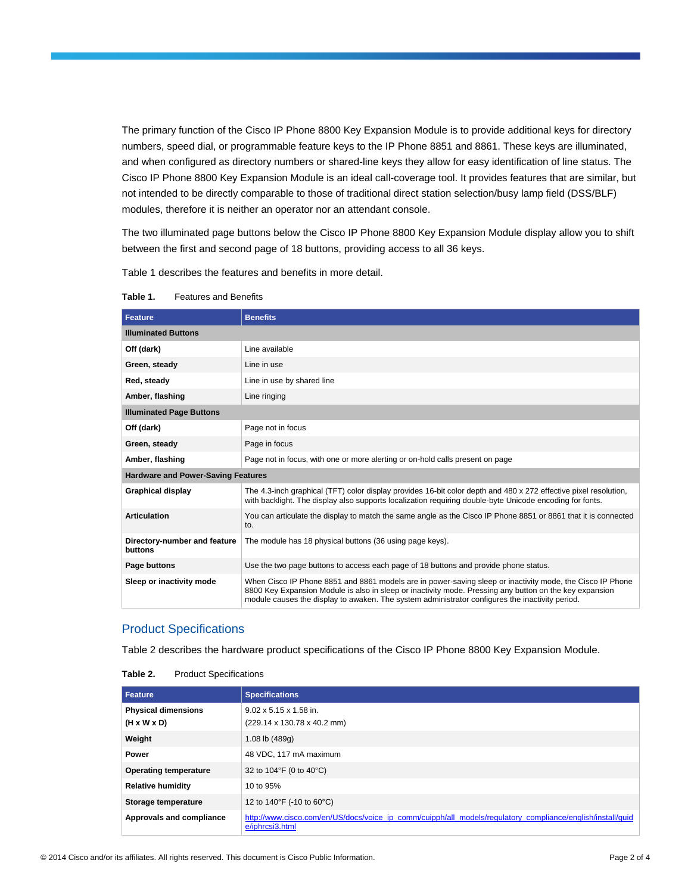The primary function of the Cisco IP Phone 8800 Key Expansion Module is to provide additional keys for directory numbers, speed dial, or programmable feature keys to the IP Phone 8851 and 8861. These keys are illuminated, and when configured as directory numbers or shared-line keys they allow for easy identification of line status. The Cisco IP Phone 8800 Key Expansion Module is an ideal call-coverage tool. It provides features that are similar, but not intended to be directly comparable to those of traditional direct station selection/busy lamp field (DSS/BLF) modules, therefore it is neither an operator nor an attendant console.

The two illuminated page buttons below the Cisco IP Phone 8800 Key Expansion Module display allow you to shift between the first and second page of 18 buttons, providing access to all 36 keys.

Table 1 describes the features and benefits in more detail.

**Table 1.** Features and Benefits

| Feature | Benefits |
|---|---|
| **Illuminated Buttons** | |
| **Off (dark)** | Line available |
| **Green, steady** | Line in use |
| **Red, steady** | Line in use by shared line |
| **Amber, flashing** | Line ringing |
| **Illuminated Page Buttons** | |
| **Off (dark)** | Page not in focus |
| **Green, steady** | Page in focus |
| **Amber, flashing** | Page not in focus, with one or more alerting or on-hold calls present on page |
| **Hardware and Power-Saving Features** | |
| **Graphical display** | The 4.3-inch graphical (TFT) color display provides 16-bit color depth and 480 x 272 effective pixel resolution, with backlight. The display also supports localization requiring double-byte Unicode encoding for fonts. |
| **Articulation** | You can articulate the display to match the same angle as the Cisco IP Phone 8851 or 8861 that it is connected to. |
| **Directory-number and feature buttons** | The module has 18 physical buttons (36 using page keys). |
| **Page buttons** | Use the two page buttons to access each page of 18 buttons and provide phone status. |
| **Sleep or inactivity mode** | When Cisco IP Phone 8851 and 8861 models are in power-saving sleep or inactivity mode, the Cisco IP Phone 8800 Key Expansion Module is also in sleep or inactivity mode. Pressing any button on the key expansion module causes the display to awaken. The system administrator configures the inactivity period. |

## Product Specifications

Table 2 describes the hardware product specifications of the Cisco IP Phone 8800 Key Expansion Module.

**Table 2.** Product Specifications

| Feature | Specifications |
|---|---|
| **Physical dimensions (H x W x D)** | 9.02 x 5.15 x 1.58 in. (229.14 x 130.78 x 40.2 mm) |
| **Weight** | 1.08 lb (489g) |
| **Power** | 48 VDC, 117 mA maximum |
| **Operating temperature** | 32 to 104°F (0 to 40°C) |
| **Relative humidity** | 10 to 95% |
| **Storage temperature** | 12 to 140°F (-10 to 60°C) |
| **Approvals and compliance** | http://www.cisco.com/en/US/docs/voice_ip_comm/cuipph/all_models/regulatory_compliance/english/install/guide/iphrcsi3.html |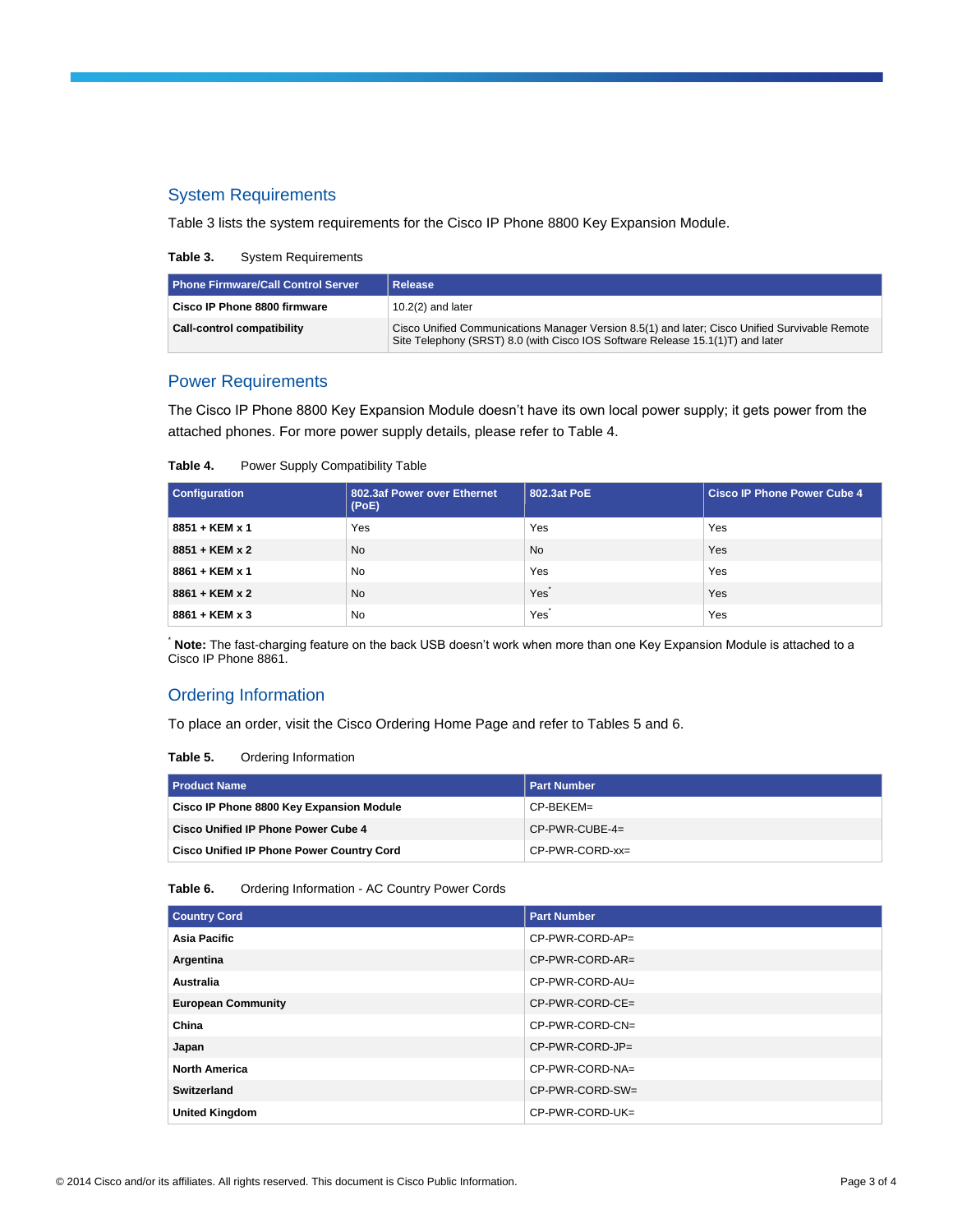## System Requirements

Table 3 lists the system requirements for the Cisco IP Phone 8800 Key Expansion Module.

**Table 3.** System Requirements

| Phone Firmware/Call Control Server | Release |
| --- | --- |
| **Cisco IP Phone 8800 firmware** | 10.2(2) and later |
| **Call-control compatibility** | Cisco Unified Communications Manager Version 8.5(1) and later; Cisco Unified Survivable Remote Site Telephony (SRST) 8.0 (with Cisco IOS Software Release 15.1(1)T) and later |

## Power Requirements

The Cisco IP Phone 8800 Key Expansion Module doesn't have its own local power supply; it gets power from the attached phones. For more power supply details, please refer to Table 4.

**Table 4.** Power Supply Compatibility Table

| Configuration | 802.3af Power over Ethernet (PoE) | 802.3at PoE | Cisco IP Phone Power Cube 4 |
| --- | --- | --- | --- |
| **8851 + KEM x 1** | Yes | Yes | Yes |
| **8851 + KEM x 2** | No | No | Yes |
| **8861 + KEM x 1** | No | Yes | Yes |
| **8861 + KEM x 2** | No | Yes* | Yes |
| **8861 + KEM x 3** | No | Yes* | Yes |

* **Note:** The fast-charging feature on the back USB doesn't work when more than one Key Expansion Module is attached to a Cisco IP Phone 8861.

## Ordering Information

To place an order, visit the Cisco Ordering Home Page and refer to Tables 5 and 6.

**Table 5.** Ordering Information

| Product Name | Part Number |
| --- | --- |
| **Cisco IP Phone 8800 Key Expansion Module** | CP-BEKEM= |
| **Cisco Unified IP Phone Power Cube 4** | CP-PWR-CUBE-4= |
| **Cisco Unified IP Phone Power Country Cord** | CP-PWR-CORD-xx= |

**Table 6.** Ordering Information - AC Country Power Cords

| Country Cord | Part Number |
| --- | --- |
| **Asia Pacific** | CP-PWR-CORD-AP= |
| **Argentina** | CP-PWR-CORD-AR= |
| **Australia** | CP-PWR-CORD-AU= |
| **European Community** | CP-PWR-CORD-CE= |
| **China** | CP-PWR-CORD-CN= |
| **Japan** | CP-PWR-CORD-JP= |
| **North America** | CP-PWR-CORD-NA= |
| **Switzerland** | CP-PWR-CORD-SW= |
| **United Kingdom** | CP-PWR-CORD-UK= |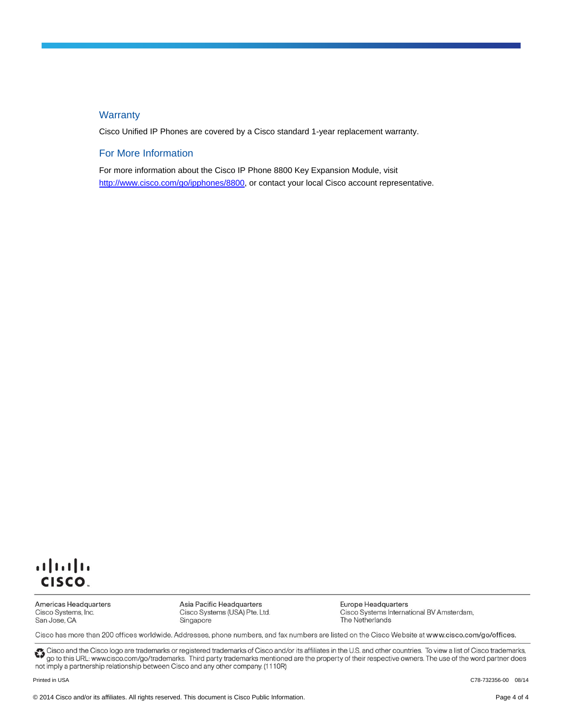## Warranty

Cisco Unified IP Phones are covered by a Cisco standard 1-year replacement warranty.

## For More Information

For more information about the Cisco IP Phone 8800 Key Expansion Module, visit http://www.cisco.com/go/ipphones/8800, or contact your local Cisco account representative.

Americas Headquarters
Cisco Systems, Inc.
San Jose, CA

Asia Pacific Headquarters
Cisco Systems (USA) Pte. Ltd.
Singapore

Europe Headquarters
Cisco Systems International BV Amsterdam,
The Netherlands

Cisco has more than 200 offices worldwide. Addresses, phone numbers, and fax numbers are listed on the Cisco Website at www.cisco.com/go/offices.

Cisco and the Cisco logo are trademarks or registered trademarks of Cisco and/or its affiliates in the U.S. and other countries. To view a list of Cisco trademarks, go to this URL: www.cisco.com/go/trademarks. Third party trademarks mentioned are the property of their respective owners. The use of the word partner does not imply a partnership relationship between Cisco and any other company. (1110R)

Printed in USA

C78-732356-00 08/14